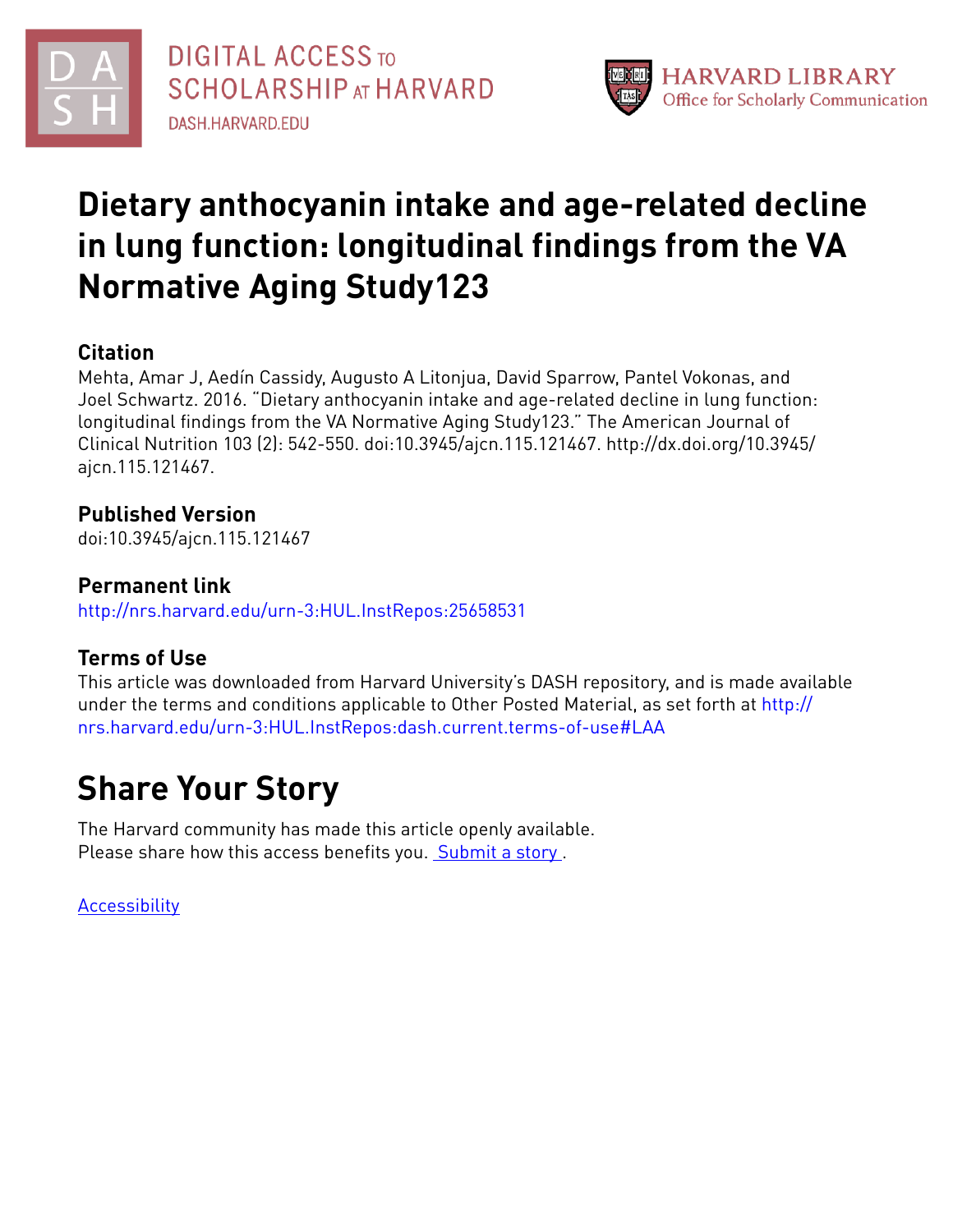DIGITAL ACCESS TO SCHOLARSHIP AT HARVARD
DASH.HARVARD.EDU

HARVARD LIBRARY
Office for Scholarly Communication

# Dietary anthocyanin intake and age-related decline in lung function: longitudinal findings from the VA Normative Aging Study123

## Citation

Mehta, Amar J, Aedín Cassidy, Augusto A Litonjua, David Sparrow, Pantel Vokonas, and Joel Schwartz. 2016. "Dietary anthocyanin intake and age-related decline in lung function: longitudinal findings from the VA Normative Aging Study123." The American Journal of Clinical Nutrition 103 (2): 542-550. doi:10.3945/ajcn.115.121467. http://dx.doi.org/10.3945/ajcn.115.121467.

## Published Version

doi:10.3945/ajcn.115.121467

## Permanent link

http://nrs.harvard.edu/urn-3:HUL.InstRepos:25658531

## Terms of Use

This article was downloaded from Harvard University's DASH repository, and is made available under the terms and conditions applicable to Other Posted Material, as set forth at http://nrs.harvard.edu/urn-3:HUL.InstRepos:dash.current.terms-of-use#LAA

# Share Your Story

The Harvard community has made this article openly available.
Please share how this access benefits you. Submit a story .

Accessibility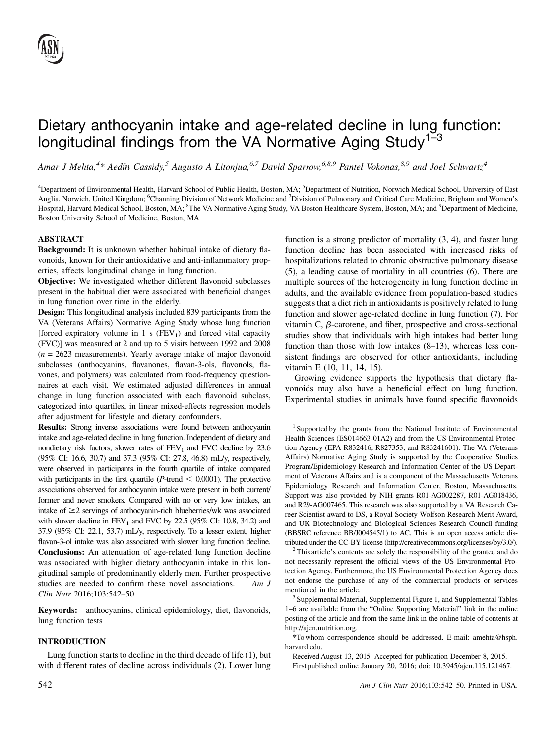# Dietary anthocyanin intake and age-related decline in lung function: longitudinal findings from the VA Normative Aging Study[1–3]

*Amar J Mehta,[4]\* Aedín Cassidy,[5] Augusto A Litonjua,[6,7] David Sparrow,[6,8,9] Pantel Vokonas,[8,9] and Joel Schwartz[4]*

[4]Department of Environmental Health, Harvard School of Public Health, Boston, MA; [5]Department of Nutrition, Norwich Medical School, University of East Anglia, Norwich, United Kingdom; [6]Channing Division of Network Medicine and [7]Division of Pulmonary and Critical Care Medicine, Brigham and Women's Hospital, Harvard Medical School, Boston, MA; [8]The VA Normative Aging Study, VA Boston Healthcare System, Boston, MA; and [9]Department of Medicine, Boston University School of Medicine, Boston, MA

## ABSTRACT

**Background:** It is unknown whether habitual intake of dietary flavonoids, known for their antioxidative and anti-inflammatory properties, affects longitudinal change in lung function.

**Objective:** We investigated whether different flavonoid subclasses present in the habitual diet were associated with beneficial changes in lung function over time in the elderly.

**Design:** This longitudinal analysis included 839 participants from the VA (Veterans Affairs) Normative Aging Study whose lung function [forced expiratory volume in 1 s ($FEV_1$) and forced vital capacity (FVC)] was measured at 2 and up to 5 visits between 1992 and 2008 ($n$ = 2623 measurements). Yearly average intake of major flavonoid subclasses (anthocyanins, flavanones, flavan-3-ols, flavonols, flavones, and polymers) was calculated from food-frequency questionnaires at each visit. We estimated adjusted differences in annual change in lung function associated with each flavonoid subclass, categorized into quartiles, in linear mixed-effects regression models after adjustment for lifestyle and dietary confounders.

**Results:** Strong inverse associations were found between anthocyanin intake and age-related decline in lung function. Independent of dietary and nondietary risk factors, slower rates of $FEV_1$ and FVC decline by 23.6 (95% CI: 16.6, 30.7) and 37.3 (95% CI: 27.8, 46.8) mL/y, respectively, were observed in participants in the fourth quartile of intake compared with participants in the first quartile ($P$-trend $< 0.0001$). The protective associations observed for anthocyanin intake were present in both current/former and never smokers. Compared with no or very low intakes, an intake of ≥2 servings of anthocyanin-rich blueberries/wk was associated with slower decline in $FEV_1$ and FVC by 22.5 (95% CI: 10.8, 34.2) and 37.9 (95% CI: 22.1, 53.7) mL/y, respectively. To a lesser extent, higher flavan-3-ol intake was also associated with slower lung function decline.

**Conclusions:** An attenuation of age-related lung function decline was associated with higher dietary anthocyanin intake in this longitudinal sample of predominantly elderly men. Further prospective studies are needed to confirm these novel associations. *Am J Clin Nutr* 2016;103:542–50.

**Keywords:** anthocyanins, clinical epidemiology, diet, flavonoids, lung function tests

## INTRODUCTION

Lung function starts to decline in the third decade of life (1), but with different rates of decline across individuals (2). Lower lung function is a strong predictor of mortality (3, 4), and faster lung function decline has been associated with increased risks of hospitalizations related to chronic obstructive pulmonary disease (5), a leading cause of mortality in all countries (6). There are multiple sources of the heterogeneity in lung function decline in adults, and the available evidence from population-based studies suggests that a diet rich in antioxidants is positively related to lung function and slower age-related decline in lung function (7). For vitamin C, β-carotene, and fiber, prospective and cross-sectional studies show that individuals with high intakes had better lung function than those with low intakes (8–13), whereas less consistent findings are observed for other antioxidants, including vitamin E (10, 11, 14, 15).

Growing evidence supports the hypothesis that dietary flavonoids may also have a beneficial effect on lung function. Experimental studies in animals have found specific flavonoids

---

[1] Supported by the grants from the National Institute of Environmental Health Sciences (ES014663-01A2) and from the US Environmental Protection Agency (EPA R832416, R827353, and R83241601). The VA (Veterans Affairs) Normative Aging Study is supported by the Cooperative Studies Program/Epidemiology Research and Information Center of the US Department of Veterans Affairs and is a component of the Massachusetts Veterans Epidemiology Research and Information Center, Boston, Massachusetts. Support was also provided by NIH grants R01-AG002287, R01-AG018436, and R29-AG007465. This research was also supported by a VA Research Career Scientist award to DS, a Royal Society Wolfson Research Merit Award, and UK Biotechnology and Biological Sciences Research Council funding (BBSRC reference BB/J004545/1) to AC. This is an open access article distributed under the CC-BY license (http://creativecommons.org/licenses/by/3.0/).

[2] This article's contents are solely the responsibility of the grantee and do not necessarily represent the official views of the US Environmental Protection Agency. Furthermore, the US Environmental Protection Agency does not endorse the purchase of any of the commercial products or services mentioned in the article.

[3] Supplemental Material, Supplemental Figure 1, and Supplemental Tables 1–6 are available from the "Online Supporting Material" link in the online posting of the article and from the same link in the online table of contents at http://ajcn.nutrition.org.

\*To whom correspondence should be addressed. E-mail: amehta@hsph.harvard.edu.

Received August 13, 2015. Accepted for publication December 8, 2015.

First published online January 20, 2016; doi: 10.3945/ajcn.115.121467.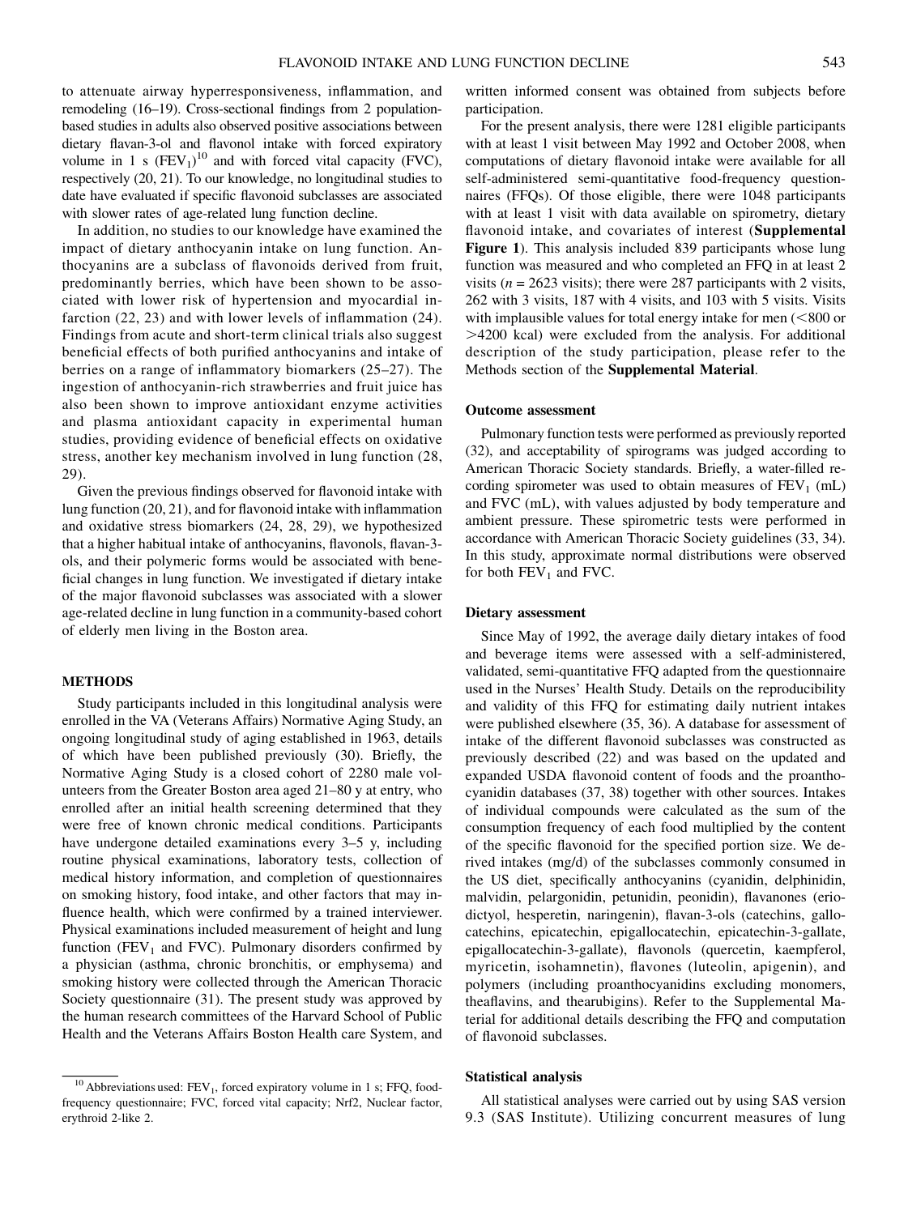to attenuate airway hyperresponsiveness, inflammation, and remodeling (16–19). Cross-sectional findings from 2 population-based studies in adults also observed positive associations between dietary flavan-3-ol and flavonol intake with forced expiratory volume in 1 s ($FEV_1$)[10] and with forced vital capacity (FVC), respectively (20, 21). To our knowledge, no longitudinal studies to date have evaluated if specific flavonoid subclasses are associated with slower rates of age-related lung function decline.

In addition, no studies to our knowledge have examined the impact of dietary anthocyanin intake on lung function. Anthocyanins are a subclass of flavonoids derived from fruit, predominantly berries, which have been shown to be associated with lower risk of hypertension and myocardial infarction (22, 23) and with lower levels of inflammation (24). Findings from acute and short-term clinical trials also suggest beneficial effects of both purified anthocyanins and intake of berries on a range of inflammatory biomarkers (25–27). The ingestion of anthocyanin-rich strawberries and fruit juice has also been shown to improve antioxidant enzyme activities and plasma antioxidant capacity in experimental human studies, providing evidence of beneficial effects on oxidative stress, another key mechanism involved in lung function (28, 29).

Given the previous findings observed for flavonoid intake with lung function (20, 21), and for flavonoid intake with inflammation and oxidative stress biomarkers (24, 28, 29), we hypothesized that a higher habitual intake of anthocyanins, flavonols, flavan-3-ols, and their polymeric forms would be associated with beneficial changes in lung function. We investigated if dietary intake of the major flavonoid subclasses was associated with a slower age-related decline in lung function in a community-based cohort of elderly men living in the Boston area.

## METHODS

Study participants included in this longitudinal analysis were enrolled in the VA (Veterans Affairs) Normative Aging Study, an ongoing longitudinal study of aging established in 1963, details of which have been published previously (30). Briefly, the Normative Aging Study is a closed cohort of 2280 male volunteers from the Greater Boston area aged 21–80 y at entry, who enrolled after an initial health screening determined that they were free of known chronic medical conditions. Participants have undergone detailed examinations every 3–5 y, including routine physical examinations, laboratory tests, collection of medical history information, and completion of questionnaires on smoking history, food intake, and other factors that may influence health, which were confirmed by a trained interviewer. Physical examinations included measurement of height and lung function ($FEV_1$ and FVC). Pulmonary disorders confirmed by a physician (asthma, chronic bronchitis, or emphysema) and smoking history were collected through the American Thoracic Society questionnaire (31). The present study was approved by the human research committees of the Harvard School of Public Health and the Veterans Affairs Boston Health care System, and written informed consent was obtained from subjects before participation.

For the present analysis, there were 1281 eligible participants with at least 1 visit between May 1992 and October 2008, when computations of dietary flavonoid intake were available for all self-administered semi-quantitative food-frequency questionnaires (FFQs). Of those eligible, there were 1048 participants with at least 1 visit with data available on spirometry, dietary flavonoid intake, and covariates of interest (**Supplemental Figure 1**). This analysis included 839 participants whose lung function was measured and who completed an FFQ in at least 2 visits ($n = 2623$ visits); there were 287 participants with 2 visits, 262 with 3 visits, 187 with 4 visits, and 103 with 5 visits. Visits with implausible values for total energy intake for men (<800 or >4200 kcal) were excluded from the analysis. For additional description of the study participation, please refer to the Methods section of the **Supplemental Material**.

### Outcome assessment

Pulmonary function tests were performed as previously reported (32), and acceptability of spirograms was judged according to American Thoracic Society standards. Briefly, a water-filled recording spirometer was used to obtain measures of $FEV_1$ (mL) and FVC (mL), with values adjusted by body temperature and ambient pressure. These spirometric tests were performed in accordance with American Thoracic Society guidelines (33, 34). In this study, approximate normal distributions were observed for both $FEV_1$ and FVC.

### Dietary assessment

Since May of 1992, the average daily dietary intakes of food and beverage items were assessed with a self-administered, validated, semi-quantitative FFQ adapted from the questionnaire used in the Nurses' Health Study. Details on the reproducibility and validity of this FFQ for estimating daily nutrient intakes were published elsewhere (35, 36). A database for assessment of intake of the different flavonoid subclasses was constructed as previously described (22) and was based on the updated and expanded USDA flavonoid content of foods and the proanthocyanidin databases (37, 38) together with other sources. Intakes of individual compounds were calculated as the sum of the consumption frequency of each food multiplied by the content of the specific flavonoid for the specified portion size. We derived intakes (mg/d) of the subclasses commonly consumed in the US diet, specifically anthocyanins (cyanidin, delphinidin, malvidin, pelargonidin, petunidin, peonidin), flavanones (eriodictyol, hesperetin, naringenin), flavan-3-ols (catechins, gallocatechins, epicatechin, epigallocatechin, epicatechin-3-gallate, epigallocatechin-3-gallate), flavonols (quercetin, kaempferol, myricetin, isohamnetin), flavones (luteolin, apigenin), and polymers (including proanthocyanidins excluding monomers, theaflavins, and thearubigins). Refer to the Supplemental Material for additional details describing the FFQ and computation of flavonoid subclasses.

### Statistical analysis

All statistical analyses were carried out by using SAS version 9.3 (SAS Institute). Utilizing concurrent measures of lung

---

[10] Abbreviations used: $FEV_1$, forced expiratory volume in 1 s; FFQ, food-frequency questionnaire; FVC, forced vital capacity; Nrf2, Nuclear factor, erythroid 2-like 2.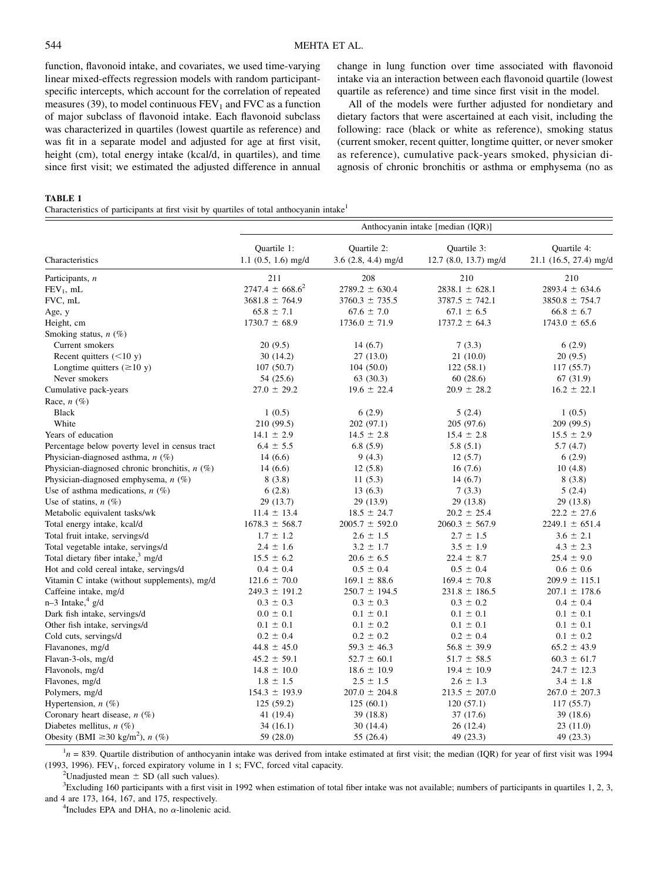function, flavonoid intake, and covariates, we used time-varying linear mixed-effects regression models with random participant-specific intercepts, which account for the correlation of repeated measures (39), to model continuous $FEV_1$ and FVC as a function of major subclass of flavonoid intake. Each flavonoid subclass was characterized in quartiles (lowest quartile as reference) and was fit in a separate model and adjusted for age at first visit, height (cm), total energy intake (kcal/d, in quartiles), and time since first visit; we estimated the adjusted difference in annual change in lung function over time associated with flavonoid intake via an interaction between each flavonoid quartile (lowest quartile as reference) and time since first visit in the model.

All of the models were further adjusted for nondietary and dietary factors that were ascertained at each visit, including the following: race (black or white as reference), smoking status (current smoker, recent quitter, longtime quitter, or never smoker as reference), cumulative pack-years smoked, physician diagnosis of chronic bronchitis or asthma or emphysema (no as

**TABLE 1**
Characteristics of participants at first visit by quartiles of total anthocyanin intake[1]

| Characteristics | Anthocyanin intake [median (IQR)] | | | |
|---|---|---|---|---|
| | Quartile 1: 1.1 (0.5, 1.6) mg/d | Quartile 2: 3.6 (2.8, 4.4) mg/d | Quartile 3: 12.7 (8.0, 13.7) mg/d | Quartile 4: 21.1 (16.5, 27.4) mg/d |
| Participants, *n* | 211 | 208 | 210 | 210 |
| $FEV_1$, mL | 2747.4 ± 668.6[2] | 2789.2 ± 630.4 | 2838.1 ± 628.1 | 2893.4 ± 634.6 |
| FVC, mL | 3681.8 ± 764.9 | 3760.3 ± 735.5 | 3787.5 ± 742.1 | 3850.8 ± 754.7 |
| Age, y | 65.8 ± 7.1 | 67.6 ± 7.0 | 67.1 ± 6.5 | 66.8 ± 6.7 |
| Height, cm | 1730.7 ± 68.9 | 1736.0 ± 71.9 | 1737.2 ± 64.3 | 1743.0 ± 65.6 |
| Smoking status, *n* (%) | | | | |
| Current smokers | 20 (9.5) | 14 (6.7) | 7 (3.3) | 6 (2.9) |
| Recent quitters (<10 y) | 30 (14.2) | 27 (13.0) | 21 (10.0) | 20 (9.5) |
| Longtime quitters (≥10 y) | 107 (50.7) | 104 (50.0) | 122 (58.1) | 117 (55.7) |
| Never smokers | 54 (25.6) | 63 (30.3) | 60 (28.6) | 67 (31.9) |
| Cumulative pack-years | 27.0 ± 29.2 | 19.6 ± 22.4 | 20.9 ± 28.2 | 16.2 ± 22.1 |
| Race, *n* (%) | | | | |
| Black | 1 (0.5) | 6 (2.9) | 5 (2.4) | 1 (0.5) |
| White | 210 (99.5) | 202 (97.1) | 205 (97.6) | 209 (99.5) |
| Years of education | 14.1 ± 2.9 | 14.5 ± 2.8 | 15.4 ± 2.8 | 15.5 ± 2.9 |
| Percentage below poverty level in census tract | 6.4 ± 5.5 | 6.8 (5.9) | 5.8 (5.1) | 5.7 (4.7) |
| Physician-diagnosed asthma, *n* (%) | 14 (6.6) | 9 (4.3) | 12 (5.7) | 6 (2.9) |
| Physician-diagnosed chronic bronchitis, *n* (%) | 14 (6.6) | 12 (5.8) | 16 (7.6) | 10 (4.8) |
| Physician-diagnosed emphysema, *n* (%) | 8 (3.8) | 11 (5.3) | 14 (6.7) | 8 (3.8) |
| Use of asthma medications, *n* (%) | 6 (2.8) | 13 (6.3) | 7 (3.3) | 5 (2.4) |
| Use of statins, *n* (%) | 29 (13.7) | 29 (13.9) | 29 (13.8) | 29 (13.8) |
| Metabolic equivalent tasks/wk | 11.4 ± 13.4 | 18.5 ± 24.7 | 20.2 ± 25.4 | 22.2 ± 27.6 |
| Total energy intake, kcal/d | 1678.3 ± 568.7 | 2005.7 ± 592.0 | 2060.3 ± 567.9 | 2249.1 ± 651.4 |
| Total fruit intake, servings/d | 1.7 ± 1.2 | 2.6 ± 1.5 | 2.7 ± 1.5 | 3.6 ± 2.1 |
| Total vegetable intake, servings/d | 2.4 ± 1.6 | 3.2 ± 1.7 | 3.5 ± 1.9 | 4.3 ± 2.3 |
| Total dietary fiber intake,[3] mg/d | 15.5 ± 6.2 | 20.6 ± 6.5 | 22.4 ± 8.7 | 25.4 ± 9.0 |
| Hot and cold cereal intake, servings/d | 0.4 ± 0.4 | 0.5 ± 0.4 | 0.5 ± 0.4 | 0.6 ± 0.6 |
| Vitamin C intake (without supplements), mg/d | 121.6 ± 70.0 | 169.1 ± 88.6 | 169.4 ± 70.8 | 209.9 ± 115.1 |
| Caffeine intake, mg/d | 249.3 ± 191.2 | 250.7 ± 194.5 | 231.8 ± 186.5 | 207.1 ± 178.6 |
| n–3 Intake,[4] g/d | 0.3 ± 0.3 | 0.3 ± 0.3 | 0.3 ± 0.2 | 0.4 ± 0.4 |
| Dark fish intake, servings/d | 0.0 ± 0.1 | 0.1 ± 0.1 | 0.1 ± 0.1 | 0.1 ± 0.1 |
| Other fish intake, servings/d | 0.1 ± 0.1 | 0.1 ± 0.2 | 0.1 ± 0.1 | 0.1 ± 0.1 |
| Cold cuts, servings/d | 0.2 ± 0.4 | 0.2 ± 0.2 | 0.2 ± 0.4 | 0.1 ± 0.2 |
| Flavanones, mg/d | 44.8 ± 45.0 | 59.3 ± 46.3 | 56.8 ± 39.9 | 65.2 ± 43.9 |
| Flavan-3-ols, mg/d | 45.2 ± 59.1 | 52.7 ± 60.1 | 51.7 ± 58.5 | 60.3 ± 61.7 |
| Flavonols, mg/d | 14.8 ± 10.0 | 18.6 ± 10.9 | 19.4 ± 10.9 | 24.7 ± 12.3 |
| Flavones, mg/d | 1.8 ± 1.5 | 2.5 ± 1.5 | 2.6 ± 1.3 | 3.4 ± 1.8 |
| Polymers, mg/d | 154.3 ± 193.9 | 207.0 ± 204.8 | 213.5 ± 207.0 | 267.0 ± 207.3 |
| Hypertension, *n* (%) | 125 (59.2) | 125 (60.1) | 120 (57.1) | 117 (55.7) |
| Coronary heart disease, *n* (%) | 41 (19.4) | 39 (18.8) | 37 (17.6) | 39 (18.6) |
| Diabetes mellitus, *n* (%) | 34 (16.1) | 30 (14.4) | 26 (12.4) | 23 (11.0) |
| Obesity (BMI ≥30 $kg/m^2$), *n* (%) | 59 (28.0) | 55 (26.4) | 49 (23.3) | 49 (23.3) |

[1] *n* = 839. Quartile distribution of anthocyanin intake was derived from intake estimated at first visit; the median (IQR) for year of first visit was 1994 (1993, 1996). $FEV_1$, forced expiratory volume in 1 s; FVC, forced vital capacity.

[2] Unadjusted mean ± SD (all such values).

[3] Excluding 160 participants with a first visit in 1992 when estimation of total fiber intake was not available; numbers of participants in quartiles 1, 2, 3, and 4 are 173, 164, 167, and 175, respectively.

[4] Includes EPA and DHA, no α-linolenic acid.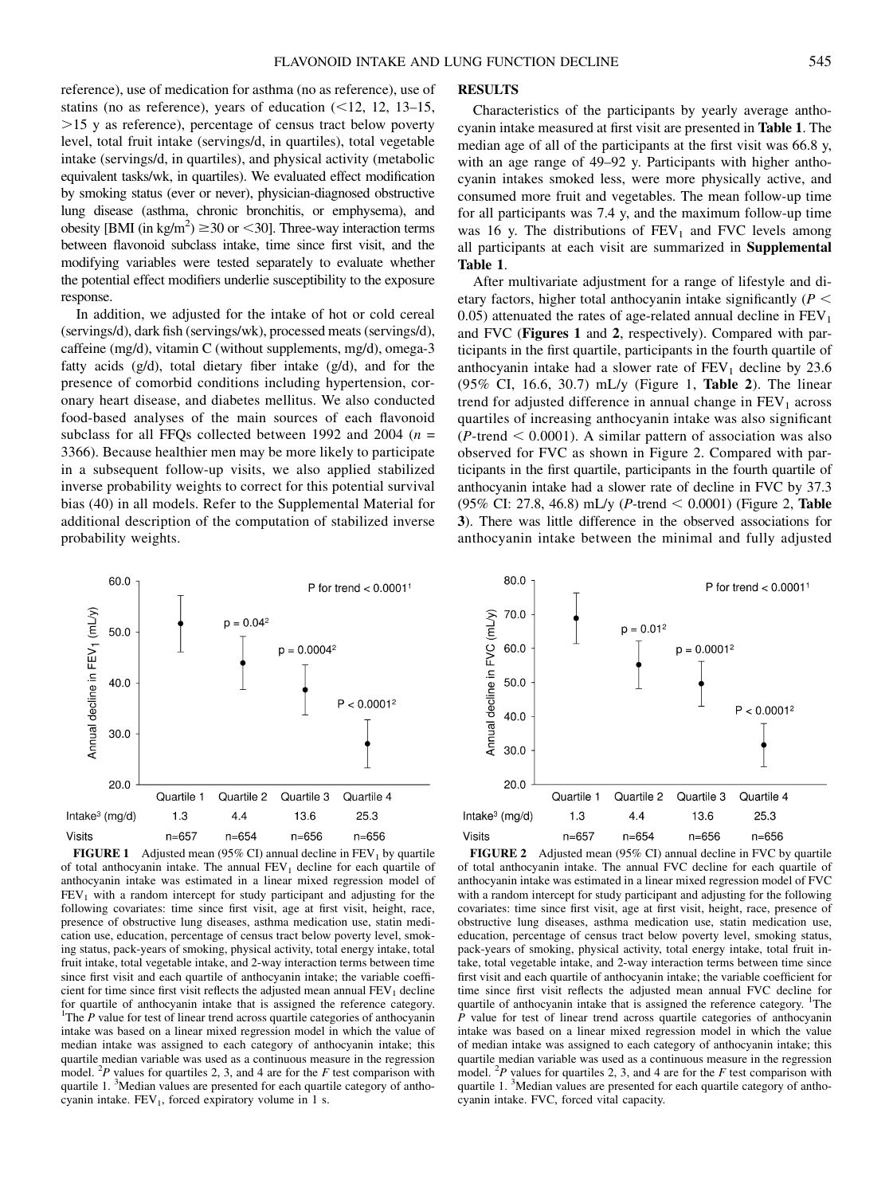reference), use of medication for asthma (no as reference), use of statins (no as reference), years of education (<12, 12, 13–15, >15 y as reference), percentage of census tract below poverty level, total fruit intake (servings/d, in quartiles), total vegetable intake (servings/d, in quartiles), and physical activity (metabolic equivalent tasks/wk, in quartiles). We evaluated effect modification by smoking status (ever or never), physician-diagnosed obstructive lung disease (asthma, chronic bronchitis, or emphysema), and obesity [BMI (in kg/m$^2$) ≥30 or <30]. Three-way interaction terms between flavonoid subclass intake, time since first visit, and the modifying variables were tested separately to evaluate whether the potential effect modifiers underlie susceptibility to the exposure response.

In addition, we adjusted for the intake of hot or cold cereal (servings/d), dark fish (servings/wk), processed meats (servings/d), caffeine (mg/d), vitamin C (without supplements, mg/d), omega-3 fatty acids (g/d), total dietary fiber intake (g/d), and for the presence of comorbid conditions including hypertension, coronary heart disease, and diabetes mellitus. We also conducted food-based analyses of the main sources of each flavonoid subclass for all FFQs collected between 1992 and 2004 ($n$ = 3366). Because healthier men may be more likely to participate in a subsequent follow-up visits, we also applied stabilized inverse probability weights to correct for this potential survival bias (40) in all models. Refer to the Supplemental Material for additional description of the computation of stabilized inverse probability weights.

## RESULTS

Characteristics of the participants by yearly average anthocyanin intake measured at first visit are presented in **Table 1**. The median age of all of the participants at the first visit was 66.8 y, with an age range of 49–92 y. Participants with higher anthocyanin intakes smoked less, were more physically active, and consumed more fruit and vegetables. The mean follow-up time for all participants was 7.4 y, and the maximum follow-up time was 16 y. The distributions of $FEV_1$ and FVC levels among all participants at each visit are summarized in **Supplemental Table 1**.

After multivariate adjustment for a range of lifestyle and dietary factors, higher total anthocyanin intake significantly ($P$ < 0.05) attenuated the rates of age-related annual decline in $FEV_1$ and FVC (**Figures 1** and **2**, respectively). Compared with participants in the first quartile, participants in the fourth quartile of anthocyanin intake had a slower rate of $FEV_1$ decline by 23.6 (95% CI, 16.6, 30.7) mL/y (Figure 1, **Table 2**). The linear trend for adjusted difference in annual change in $FEV_1$ across quartiles of increasing anthocyanin intake was also significant ($P$-trend < 0.0001). A similar pattern of association was also observed for FVC as shown in Figure 2. Compared with participants in the first quartile, participants in the fourth quartile of anthocyanin intake had a slower rate of decline in FVC by 37.3 (95% CI: 27.8, 46.8) mL/y ($P$-trend < 0.0001) (Figure 2, **Table 3**). There was little difference in the observed associations for anthocyanin intake between the minimal and fully adjusted

| | Quartile 1 | Quartile 2 | Quartile 3 | Quartile 4 |
|---|---|---|---|---|
| Intake[3] (mg/d) | 1.3 | 4.4 | 13.6 | 25.3 |
| Visits | n=657 | n=654 | n=656 | n=656 |

**FIGURE 1** Adjusted mean (95% CI) annual decline in $FEV_1$ by quartile of total anthocyanin intake. The annual $FEV_1$ decline for each quartile of anthocyanin intake was estimated in a linear mixed regression model of $FEV_1$ with a random intercept for study participant and adjusting for the following covariates: time since first visit, age at first visit, height, race, presence of obstructive lung diseases, asthma medication use, statin medication use, education, percentage of census tract below poverty level, smoking status, pack-years of smoking, physical activity, total energy intake, total fruit intake, total vegetable intake, and 2-way interaction terms between time since first visit and each quartile of anthocyanin intake; the variable coefficient for time since first visit reflects the adjusted mean annual $FEV_1$ decline for quartile of anthocyanin intake that is assigned the reference category. [1]The $P$ value for test of linear trend across quartile categories of anthocyanin intake was based on a linear mixed regression model in which the value of median intake was assigned to each category of anthocyanin intake; this quartile median variable was used as a continuous measure in the regression model. [2]$P$ values for quartiles 2, 3, and 4 are for the $F$ test comparison with quartile 1. [3]Median values are presented for each quartile category of anthocyanin intake. $FEV_1$, forced expiratory volume in 1 s.

| | Quartile 1 | Quartile 2 | Quartile 3 | Quartile 4 |
|---|---|---|---|---|
| Intake[3] (mg/d) | 1.3 | 4.4 | 13.6 | 25.3 |
| Visits | n=657 | n=654 | n=656 | n=656 |

**FIGURE 2** Adjusted mean (95% CI) annual decline in FVC by quartile of total anthocyanin intake. The annual FVC decline for each quartile of anthocyanin intake was estimated in a linear mixed regression model of FVC with a random intercept for study participant and adjusting for the following covariates: time since first visit, age at first visit, height, race, presence of obstructive lung diseases, asthma medication use, statin medication use, education, percentage of census tract below poverty level, smoking status, pack-years of smoking, physical activity, total energy intake, total fruit intake, total vegetable intake, and 2-way interaction terms between time since first visit and each quartile of anthocyanin intake; the variable coefficient for time since first visit reflects the adjusted mean annual FVC decline for quartile of anthocyanin intake that is assigned the reference category. [1]The $P$ value for test of linear trend across quartile categories of anthocyanin intake was based on a linear mixed regression model in which the value of median intake was assigned to each category of anthocyanin intake; this quartile median variable was used as a continuous measure in the regression model. [2]$P$ values for quartiles 2, 3, and 4 are for the $F$ test comparison with quartile 1. [3]Median values are presented for each quartile category of anthocyanin intake. FVC, forced vital capacity.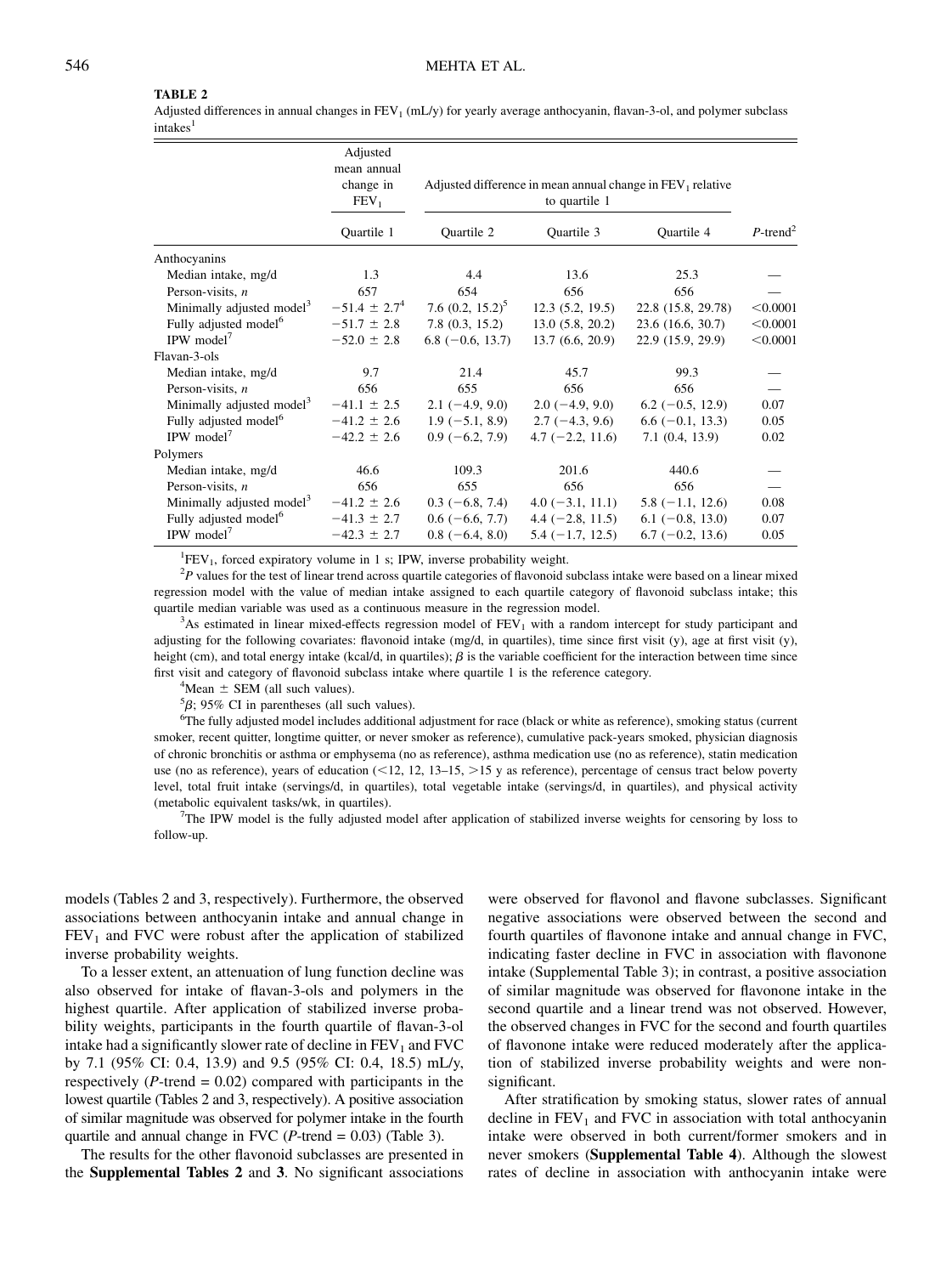**TABLE 2**

Adjusted differences in annual changes in $FEV_1$ (mL/y) for yearly average anthocyanin, flavan-3-ol, and polymer subclass intakes[1]

| | Adjusted mean annual change in $FEV_1$ | Adjusted difference in mean annual change in $FEV_1$ relative to quartile 1 | | | |
|---|---|---|---|---|---|
| | Quartile 1 | Quartile 2 | Quartile 3 | Quartile 4 | P-trend[2] |
| Anthocyanins | | | | | |
| Median intake, mg/d | 1.3 | 4.4 | 13.6 | 25.3 | — |
| Person-visits, n | 657 | 654 | 656 | 656 | — |
| Minimally adjusted model[3] | −51.4 ± 2.7[4] | 7.6 (0.2, 15.2)[5] | 12.3 (5.2, 19.5) | 22.8 (15.8, 29.78) | <0.0001 |
| Fully adjusted model[6] | −51.7 ± 2.8 | 7.8 (0.3, 15.2) | 13.0 (5.8, 20.2) | 23.6 (16.6, 30.7) | <0.0001 |
| IPW model[7] | −52.0 ± 2.8 | 6.8 (−0.6, 13.7) | 13.7 (6.6, 20.9) | 22.9 (15.9, 29.9) | <0.0001 |
| Flavan-3-ols | | | | | |
| Median intake, mg/d | 9.7 | 21.4 | 45.7 | 99.3 | — |
| Person-visits, n | 656 | 655 | 656 | 656 | — |
| Minimally adjusted model[3] | −41.1 ± 2.5 | 2.1 (−4.9, 9.0) | 2.0 (−4.9, 9.0) | 6.2 (−0.5, 12.9) | 0.07 |
| Fully adjusted model[6] | −41.2 ± 2.6 | 1.9 (−5.1, 8.9) | 2.7 (−4.3, 9.6) | 6.6 (−0.1, 13.3) | 0.05 |
| IPW model[7] | −42.2 ± 2.6 | 0.9 (−6.2, 7.9) | 4.7 (−2.2, 11.6) | 7.1 (0.4, 13.9) | 0.02 |
| Polymers | | | | | |
| Median intake, mg/d | 46.6 | 109.3 | 201.6 | 440.6 | — |
| Person-visits, n | 656 | 655 | 656 | 656 | — |
| Minimally adjusted model[3] | −41.2 ± 2.6 | 0.3 (−6.8, 7.4) | 4.0 (−3.1, 11.1) | 5.8 (−1.1, 12.6) | 0.08 |
| Fully adjusted model[6] | −41.3 ± 2.7 | 0.6 (−6.6, 7.7) | 4.4 (−2.8, 11.5) | 6.1 (−0.8, 13.0) | 0.07 |
| IPW model[7] | −42.3 ± 2.7 | 0.8 (−6.4, 8.0) | 5.4 (−1.7, 12.5) | 6.7 (−0.2, 13.6) | 0.05 |

[1] $FEV_1$, forced expiratory volume in 1 s; IPW, inverse probability weight.

[2] *P* values for the test of linear trend across quartile categories of flavonoid subclass intake were based on a linear mixed regression model with the value of median intake assigned to each quartile category of flavonoid subclass intake; this quartile median variable was used as a continuous measure in the regression model.

[3] As estimated in linear mixed-effects regression model of $FEV_1$ with a random intercept for study participant and adjusting for the following covariates: flavonoid intake (mg/d, in quartiles), time since first visit (y), age at first visit (y), height (cm), and total energy intake (kcal/d, in quartiles); $\beta$ is the variable coefficient for the interaction between time since first visit and category of flavonoid subclass intake where quartile 1 is the reference category.

[4] Mean ± SEM (all such values).

[5] $\beta$; 95% CI in parentheses (all such values).

[6] The fully adjusted model includes additional adjustment for race (black or white as reference), smoking status (current smoker, recent quitter, longtime quitter, or never smoker as reference), cumulative pack-years smoked, physician diagnosis of chronic bronchitis or asthma or emphysema (no as reference), asthma medication use (no as reference), statin medication use (no as reference), years of education (<12, 12, 13–15, >15 y as reference), percentage of census tract below poverty level, total fruit intake (servings/d, in quartiles), total vegetable intake (servings/d, in quartiles), and physical activity (metabolic equivalent tasks/wk, in quartiles).

[7] The IPW model is the fully adjusted model after application of stabilized inverse weights for censoring by loss to follow-up.

models (Tables 2 and 3, respectively). Furthermore, the observed associations between anthocyanin intake and annual change in $FEV_1$ and FVC were robust after the application of stabilized inverse probability weights.

To a lesser extent, an attenuation of lung function decline was also observed for intake of flavan-3-ols and polymers in the highest quartile. After application of stabilized inverse probability weights, participants in the fourth quartile of flavan-3-ol intake had a significantly slower rate of decline in $FEV_1$ and FVC by 7.1 (95% CI: 0.4, 13.9) and 9.5 (95% CI: 0.4, 18.5) mL/y, respectively (*P*-trend = 0.02) compared with participants in the lowest quartile (Tables 2 and 3, respectively). A positive association of similar magnitude was observed for polymer intake in the fourth quartile and annual change in FVC (*P*-trend = 0.03) (Table 3).

The results for the other flavonoid subclasses are presented in the **Supplemental Tables 2** and **3**. No significant associations were observed for flavonol and flavone subclasses. Significant negative associations were observed between the second and fourth quartiles of flavonone intake and annual change in FVC, indicating faster decline in FVC in association with flavonone intake (Supplemental Table 3); in contrast, a positive association of similar magnitude was observed for flavonone intake in the second quartile and a linear trend was not observed. However, the observed changes in FVC for the second and fourth quartiles of flavonone intake were reduced moderately after the application of stabilized inverse probability weights and were nonsignificant.

After stratification by smoking status, slower rates of annual decline in $FEV_1$ and FVC in association with total anthocyanin intake were observed in both current/former smokers and in never smokers (**Supplemental Table 4**). Although the slowest rates of decline in association with anthocyanin intake were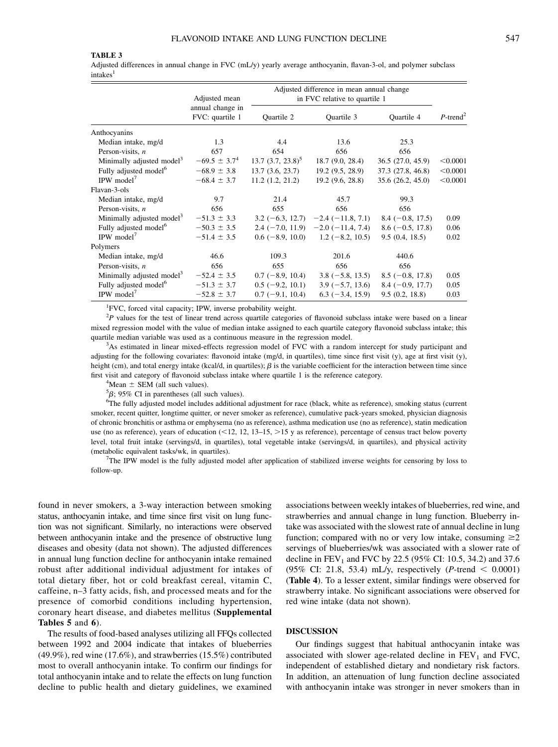**TABLE 3**

Adjusted differences in annual change in FVC (mL/y) yearly average anthocyanin, flavan-3-ol, and polymer subclass intakes[1]

| | Adjusted mean annual change in FVC: quartile 1 | Adjusted difference in mean annual change in FVC relative to quartile 1 | | | P-trend[2] |
|---|---|---|---|---|---|
| | | Quartile 2 | Quartile 3 | Quartile 4 | |
| Anthocyanins | | | | | |
| Median intake, mg/d | 1.3 | 4.4 | 13.6 | 25.3 | |
| Person-visits, n | 657 | 654 | 656 | 656 | |
| Minimally adjusted model[3] | −69.5 ± 3.7[4] | 13.7 (3.7, 23.8)[5] | 18.7 (9.0, 28.4) | 36.5 (27.0, 45.9) | <0.0001 |
| Fully adjusted model[6] | −68.9 ± 3.8 | 13.7 (3.6, 23.7) | 19.2 (9.5, 28.9) | 37.3 (27.8, 46.8) | <0.0001 |
| IPW model[7] | −68.4 ± 3.7 | 11.2 (1.2, 21.2) | 19.2 (9.6, 28.8) | 35.6 (26.2, 45.0) | <0.0001 |
| Flavan-3-ols | | | | | |
| Median intake, mg/d | 9.7 | 21.4 | 45.7 | 99.3 | |
| Person-visits, n | 656 | 655 | 656 | 656 | |
| Minimally adjusted model[3] | −51.3 ± 3.3 | 3.2 (−6.3, 12.7) | −2.4 (−11.8, 7.1) | 8.4 (−0.8, 17.5) | 0.09 |
| Fully adjusted model[6] | −50.3 ± 3.5 | 2.4 (−7.0, 11.9) | −2.0 (−11.4, 7.4) | 8.6 (−0.5, 17.8) | 0.06 |
| IPW model[7] | −51.4 ± 3.5 | 0.6 (−8.9, 10.0) | 1.2 (−8.2, 10.5) | 9.5 (0.4, 18.5) | 0.02 |
| Polymers | | | | | |
| Median intake, mg/d | 46.6 | 109.3 | 201.6 | 440.6 | |
| Person-visits, n | 656 | 655 | 656 | 656 | |
| Minimally adjusted model[3] | −52.4 ± 3.5 | 0.7 (−8.9, 10.4) | 3.8 (−5.8, 13.5) | 8.5 (−0.8, 17.8) | 0.05 |
| Fully adjusted model[6] | −51.3 ± 3.7 | 0.5 (−9.2, 10.1) | 3.9 (−5.7, 13.6) | 8.4 (−0.9, 17.7) | 0.05 |
| IPW model[7] | −52.8 ± 3.7 | 0.7 (−9.1, 10.4) | 6.3 (−3.4, 15.9) | 9.5 (0.2, 18.8) | 0.03 |

[1]FVC, forced vital capacity; IPW, inverse probability weight.

[2]*P* values for the test of linear trend across quartile categories of flavonoid subclass intake were based on a linear mixed regression model with the value of median intake assigned to each quartile category flavonoid subclass intake; this quartile median variable was used as a continuous measure in the regression model.

[3]As estimated in linear mixed-effects regression model of FVC with a random intercept for study participant and adjusting for the following covariates: flavonoid intake (mg/d, in quartiles), time since first visit (y), age at first visit (y), height (cm), and total energy intake (kcal/d, in quartiles); $\beta$ is the variable coefficient for the interaction between time since first visit and category of flavonoid subclass intake where quartile 1 is the reference category.

[4]Mean ± SEM (all such values).

[5]$\beta$; 95% CI in parentheses (all such values).

[6]The fully adjusted model includes additional adjustment for race (black, white as reference), smoking status (current smoker, recent quitter, longtime quitter, or never smoker as reference), cumulative pack-years smoked, physician diagnosis of chronic bronchitis or asthma or emphysema (no as reference), asthma medication use (no as reference), statin medication use (no as reference), years of education (<12, 12, 13–15, >15 y as reference), percentage of census tract below poverty level, total fruit intake (servings/d, in quartiles), total vegetable intake (servings/d, in quartiles), and physical activity (metabolic equivalent tasks/wk, in quartiles).

[7]The IPW model is the fully adjusted model after application of stabilized inverse weights for censoring by loss to follow-up.

found in never smokers, a 3-way interaction between smoking status, anthocyanin intake, and time since first visit on lung function was not significant. Similarly, no interactions were observed between anthocyanin intake and the presence of obstructive lung diseases and obesity (data not shown). The adjusted differences in annual lung function decline for anthocyanin intake remained robust after additional individual adjustment for intakes of total dietary fiber, hot or cold breakfast cereal, vitamin C, caffeine, n–3 fatty acids, fish, and processed meats and for the presence of comorbid conditions including hypertension, coronary heart disease, and diabetes mellitus (**Supplemental Tables 5** and **6**).

The results of food-based analyses utilizing all FFQs collected between 1992 and 2004 indicate that intakes of blueberries (49.9%), red wine (17.6%), and strawberries (15.5%) contributed most to overall anthocyanin intake. To confirm our findings for total anthocyanin intake and to relate the effects on lung function decline to public health and dietary guidelines, we examined associations between weekly intakes of blueberries, red wine, and strawberries and annual change in lung function. Blueberry intake was associated with the slowest rate of annual decline in lung function; compared with no or very low intake, consuming ≥2 servings of blueberries/wk was associated with a slower rate of decline in $FEV_1$ and FVC by 22.5 (95% CI: 10.5, 34.2) and 37.6 (95% CI: 21.8, 53.4) mL/y, respectively (*P*-trend < 0.0001) (**Table 4**). To a lesser extent, similar findings were observed for strawberry intake. No significant associations were observed for red wine intake (data not shown).

## DISCUSSION

Our findings suggest that habitual anthocyanin intake was associated with slower age-related decline in $FEV_1$ and FVC, independent of established dietary and nondietary risk factors. In addition, an attenuation of lung function decline associated with anthocyanin intake was stronger in never smokers than in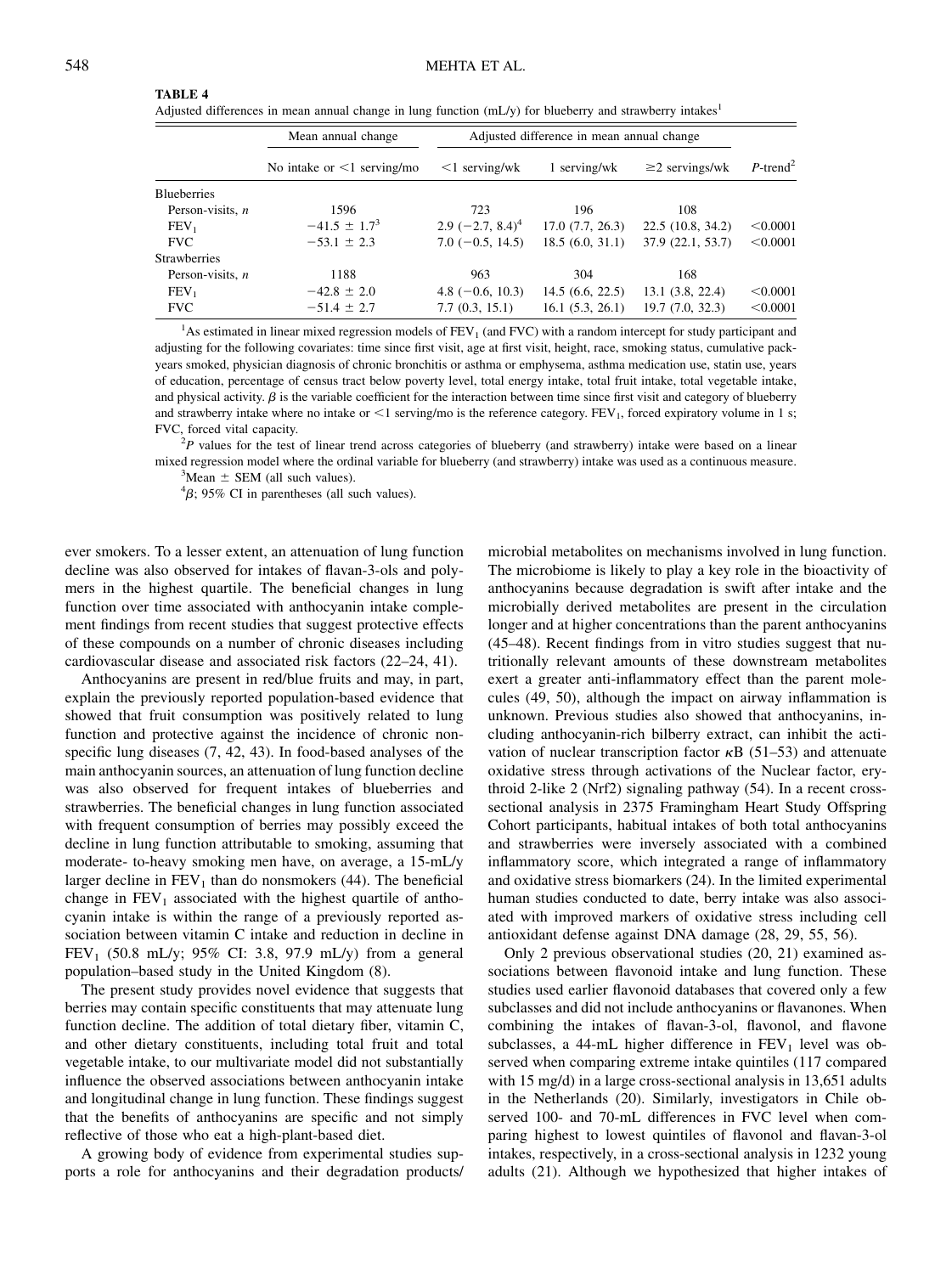**TABLE 4**

Adjusted differences in mean annual change in lung function (mL/y) for blueberry and strawberry intakes[1]

| | Mean annual change | Adjusted difference in mean annual change | | | |
|---|---|---|---|---|---|
| | No intake or <1 serving/mo | <1 serving/wk | 1 serving/wk | ≥2 servings/wk | *P*-trend[2] |
| Blueberries | | | | | |
| Person-visits, *n* | 1596 | 723 | 196 | 108 | |
| $FEV_1$ | −41.5 ± 1.7[3] | 2.9 (−2.7, 8.4)[4] | 17.0 (7.7, 26.3) | 22.5 (10.8, 34.2) | <0.0001 |
| FVC | −53.1 ± 2.3 | 7.0 (−0.5, 14.5) | 18.5 (6.0, 31.1) | 37.9 (22.1, 53.7) | <0.0001 |
| Strawberries | | | | | |
| Person-visits, *n* | 1188 | 963 | 304 | 168 | |
| $FEV_1$ | −42.8 ± 2.0 | 4.8 (−0.6, 10.3) | 14.5 (6.6, 22.5) | 13.1 (3.8, 22.4) | <0.0001 |
| FVC | −51.4 ± 2.7 | 7.7 (0.3, 15.1) | 16.1 (5.3, 26.1) | 19.7 (7.0, 32.3) | <0.0001 |

[1]As estimated in linear mixed regression models of $FEV_1$ (and FVC) with a random intercept for study participant and adjusting for the following covariates: time since first visit, age at first visit, height, race, smoking status, cumulative pack-years smoked, physician diagnosis of chronic bronchitis or asthma or emphysema, asthma medication use, statin use, years of education, percentage of census tract below poverty level, total energy intake, total fruit intake, total vegetable intake, and physical activity. $\beta$ is the variable coefficient for the interaction between time since first visit and category of blueberry and strawberry intake where no intake or <1 serving/mo is the reference category. $FEV_1$, forced expiratory volume in 1 s; FVC, forced vital capacity.

[2]*P* values for the test of linear trend across categories of blueberry (and strawberry) intake were based on a linear mixed regression model where the ordinal variable for blueberry (and strawberry) intake was used as a continuous measure.

[3]Mean ± SEM (all such values).

[4]$\beta$; 95% CI in parentheses (all such values).

ever smokers. To a lesser extent, an attenuation of lung function decline was also observed for intakes of flavan-3-ols and polymers in the highest quartile. The beneficial changes in lung function over time associated with anthocyanin intake complement findings from recent studies that suggest protective effects of these compounds on a number of chronic diseases including cardiovascular disease and associated risk factors (22–24, 41).

Anthocyanins are present in red/blue fruits and may, in part, explain the previously reported population-based evidence that showed that fruit consumption was positively related to lung function and protective against the incidence of chronic nonspecific lung diseases (7, 42, 43). In food-based analyses of the main anthocyanin sources, an attenuation of lung function decline was also observed for frequent intakes of blueberries and strawberries. The beneficial changes in lung function associated with frequent consumption of berries may possibly exceed the decline in lung function attributable to smoking, assuming that moderate- to-heavy smoking men have, on average, a 15-mL/y larger decline in $FEV_1$ than do nonsmokers (44). The beneficial change in $FEV_1$ associated with the highest quartile of anthocyanin intake is within the range of a previously reported association between vitamin C intake and reduction in decline in $FEV_1$ (50.8 mL/y; 95% CI: 3.8, 97.9 mL/y) from a general population–based study in the United Kingdom (8).

The present study provides novel evidence that suggests that berries may contain specific constituents that may attenuate lung function decline. The addition of total dietary fiber, vitamin C, and other dietary constituents, including total fruit and total vegetable intake, to our multivariate model did not substantially influence the observed associations between anthocyanin intake and longitudinal change in lung function. These findings suggest that the benefits of anthocyanins are specific and not simply reflective of those who eat a high-plant-based diet.

A growing body of evidence from experimental studies supports a role for anthocyanins and their degradation products/microbial metabolites on mechanisms involved in lung function. The microbiome is likely to play a key role in the bioactivity of anthocyanins because degradation is swift after intake and the microbially derived metabolites are present in the circulation longer and at higher concentrations than the parent anthocyanins (45–48). Recent findings from in vitro studies suggest that nutritionally relevant amounts of these downstream metabolites exert a greater anti-inflammatory effect than the parent molecules (49, 50), although the impact on airway inflammation is unknown. Previous studies also showed that anthocyanins, including anthocyanin-rich bilberry extract, can inhibit the activation of nuclear transcription factor $\kappa$B (51–53) and attenuate oxidative stress through activations of the Nuclear factor, erythroid 2-like 2 (Nrf2) signaling pathway (54). In a recent cross-sectional analysis in 2375 Framingham Heart Study Offspring Cohort participants, habitual intakes of both total anthocyanins and strawberries were inversely associated with a combined inflammatory score, which integrated a range of inflammatory and oxidative stress biomarkers (24). In the limited experimental human studies conducted to date, berry intake was also associated with improved markers of oxidative stress including cell antioxidant defense against DNA damage (28, 29, 55, 56).

Only 2 previous observational studies (20, 21) examined associations between flavonoid intake and lung function. These studies used earlier flavonoid databases that covered only a few subclasses and did not include anthocyanins or flavanones. When combining the intakes of flavan-3-ol, flavonol, and flavone subclasses, a 44-mL higher difference in $FEV_1$ level was observed when comparing extreme intake quintiles (117 compared with 15 mg/d) in a large cross-sectional analysis in 13,651 adults in the Netherlands (20). Similarly, investigators in Chile observed 100- and 70-mL differences in FVC level when comparing highest to lowest quintiles of flavonol and flavan-3-ol intakes, respectively, in a cross-sectional analysis in 1232 young adults (21). Although we hypothesized that higher intakes of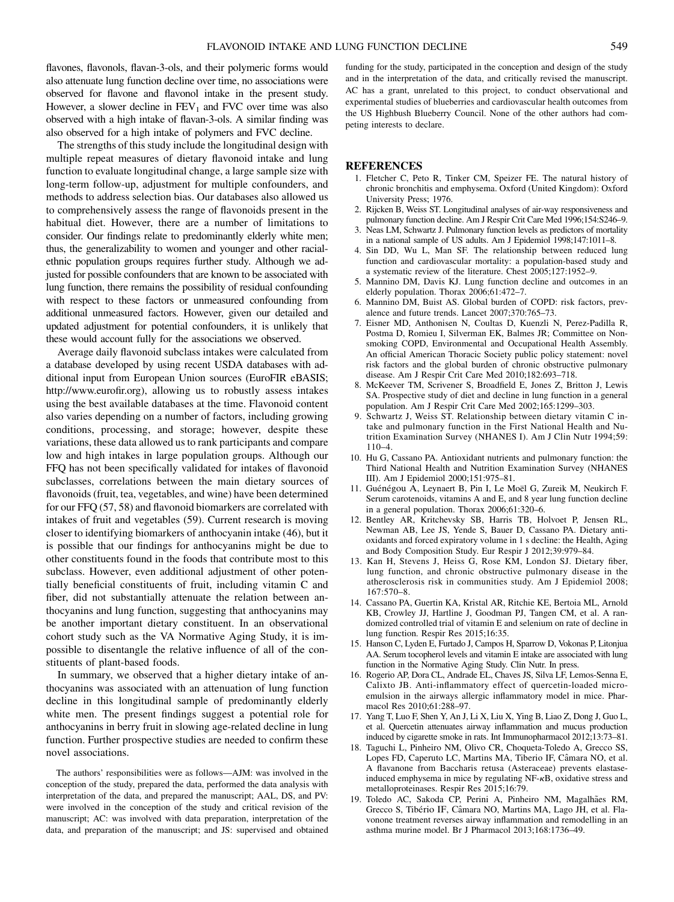flavones, flavonols, flavan-3-ols, and their polymeric forms would also attenuate lung function decline over time, no associations were observed for flavone and flavonol intake in the present study. However, a slower decline in $FEV_1$ and FVC over time was also observed with a high intake of flavan-3-ols. A similar finding was also observed for a high intake of polymers and FVC decline.

The strengths of this study include the longitudinal design with multiple repeat measures of dietary flavonoid intake and lung function to evaluate longitudinal change, a large sample size with long-term follow-up, adjustment for multiple confounders, and methods to address selection bias. Our databases also allowed us to comprehensively assess the range of flavonoids present in the habitual diet. However, there are a number of limitations to consider. Our findings relate to predominantly elderly white men; thus, the generalizability to women and younger and other racial-ethnic population groups requires further study. Although we adjusted for possible confounders that are known to be associated with lung function, there remains the possibility of residual confounding with respect to these factors or unmeasured confounding from additional unmeasured factors. However, given our detailed and updated adjustment for potential confounders, it is unlikely that these would account fully for the associations we observed.

Average daily flavonoid subclass intakes were calculated from a database developed by using recent USDA databases with additional input from European Union sources (EuroFIR eBASIS; http://www.eurofir.org), allowing us to robustly assess intakes using the best available databases at the time. Flavonoid content also varies depending on a number of factors, including growing conditions, processing, and storage; however, despite these variations, these data allowed us to rank participants and compare low and high intakes in large population groups. Although our FFQ has not been specifically validated for intakes of flavonoid subclasses, correlations between the main dietary sources of flavonoids (fruit, tea, vegetables, and wine) have been determined for our FFQ (57, 58) and flavonoid biomarkers are correlated with intakes of fruit and vegetables (59). Current research is moving closer to identifying biomarkers of anthocyanin intake (46), but it is possible that our findings for anthocyanins might be due to other constituents found in the foods that contribute most to this subclass. However, even additional adjustment of other potentially beneficial constituents of fruit, including vitamin C and fiber, did not substantially attenuate the relation between anthocyanins and lung function, suggesting that anthocyanins may be another important dietary constituent. In an observational cohort study such as the VA Normative Aging Study, it is impossible to disentangle the relative influence of all of the constituents of plant-based foods.

In summary, we observed that a higher dietary intake of anthocyanins was associated with an attenuation of lung function decline in this longitudinal sample of predominantly elderly white men. The present findings suggest a potential role for anthocyanins in berry fruit in slowing age-related decline in lung function. Further prospective studies are needed to confirm these novel associations.

The authors' responsibilities were as follows—AJM: was involved in the conception of the study, prepared the data, performed the data analysis with interpretation of the data, and prepared the manuscript; AAL, DS, and PV: were involved in the conception of the study and critical revision of the manuscript; AC: was involved with data preparation, interpretation of the data, and preparation of the manuscript; and JS: supervised and obtained funding for the study, participated in the conception and design of the study and in the interpretation of the data, and critically revised the manuscript. AC has a grant, unrelated to this project, to conduct observational and experimental studies of blueberries and cardiovascular health outcomes from the US Highbush Blueberry Council. None of the other authors had competing interests to declare.

## REFERENCES

1. Fletcher C, Peto R, Tinker CM, Speizer FE. The natural history of chronic bronchitis and emphysema. Oxford (United Kingdom): Oxford University Press; 1976.
2. Rijcken B, Weiss ST. Longitudinal analyses of air-way responsiveness and pulmonary function decline. Am J Respir Crit Care Med 1996;154:S246–9.
3. Neas LM, Schwartz J. Pulmonary function levels as predictors of mortality in a national sample of US adults. Am J Epidemiol 1998;147:1011–8.
4. Sin DD, Wu L, Man SF. The relationship between reduced lung function and cardiovascular mortality: a population-based study and a systematic review of the literature. Chest 2005;127:1952–9.
5. Mannino DM, Davis KJ. Lung function decline and outcomes in an elderly population. Thorax 2006;61:472–7.
6. Mannino DM, Buist AS. Global burden of COPD: risk factors, prevalence and future trends. Lancet 2007;370:765–73.
7. Eisner MD, Anthonisen N, Coultas D, Kuenzli N, Perez-Padilla R, Postma D, Romieu I, Silverman EK, Balmes JR; Committee on Nonsmoking COPD, Environmental and Occupational Health Assembly. An official American Thoracic Society public policy statement: novel risk factors and the global burden of chronic obstructive pulmonary disease. Am J Respir Crit Care Med 2010;182:693–718.
8. McKeever TM, Scrivener S, Broadfield E, Jones Z, Britton J, Lewis SA. Prospective study of diet and decline in lung function in a general population. Am J Respir Crit Care Med 2002;165:1299–303.
9. Schwartz J, Weiss ST. Relationship between dietary vitamin C intake and pulmonary function in the First National Health and Nutrition Examination Survey (NHANES I). Am J Clin Nutr 1994;59:110–4.
10. Hu G, Cassano PA. Antioxidant nutrients and pulmonary function: the Third National Health and Nutrition Examination Survey (NHANES III). Am J Epidemiol 2000;151:975–81.
11. Guénégou A, Leynaert B, Pin I, Le Moël G, Zureik M, Neukirch F. Serum carotenoids, vitamins A and E, and 8 year lung function decline in a general population. Thorax 2006;61:320–6.
12. Bentley AR, Kritchevsky SB, Harris TB, Holvoet P, Jensen RL, Newman AB, Lee JS, Yende S, Bauer D, Cassano PA. Dietary antioxidants and forced expiratory volume in 1 s decline: the Health, Aging and Body Composition Study. Eur Respir J 2012;39:979–84.
13. Kan H, Stevens J, Heiss G, Rose KM, London SJ. Dietary fiber, lung function, and chronic obstructive pulmonary disease in the atherosclerosis risk in communities study. Am J Epidemiol 2008;167:570–8.
14. Cassano PA, Guertin KA, Kristal AR, Ritchie KE, Bertoia ML, Arnold KB, Crowley JJ, Hartline J, Goodman PJ, Tangen CM, et al. A randomized controlled trial of vitamin E and selenium on rate of decline in lung function. Respir Res 2015;16:35.
15. Hanson C, Lyden E, Furtado J, Campos H, Sparrow D, Vokonas P, Litonjua AA. Serum tocopherol levels and vitamin E intake are associated with lung function in the Normative Aging Study. Clin Nutr. In press.
16. Rogerio AP, Dora CL, Andrade EL, Chaves JS, Silva LF, Lemos-Senna E, Calixto JB. Anti-inflammatory effect of quercetin-loaded microemulsion in the airways allergic inflammatory model in mice. Pharmacol Res 2010;61:288–97.
17. Yang T, Luo F, Shen Y, An J, Li X, Liu X, Ying B, Liao Z, Dong J, Guo L, et al. Quercetin attenuates airway inflammation and mucus production induced by cigarette smoke in rats. Int Immunopharmacol 2012;13:73–81.
18. Taguchi L, Pinheiro NM, Olivo CR, Choqueta-Toledo A, Grecco SS, Lopes FD, Caperuto LC, Martins MA, Tiberio IF, Câmara NO, et al. A flavanone from Baccharis retusa (Asteraceae) prevents elastase-induced emphysema in mice by regulating NF-κB, oxidative stress and metalloproteinases. Respir Res 2015;16:79.
19. Toledo AC, Sakoda CP, Perini A, Pinheiro NM, Magalhães RM, Grecco S, Tibério IF, Câmara NO, Martins MA, Lago JH, et al. Flavonone treatment reverses airway inflammation and remodelling in an asthma murine model. Br J Pharmacol 2013;168:1736–49.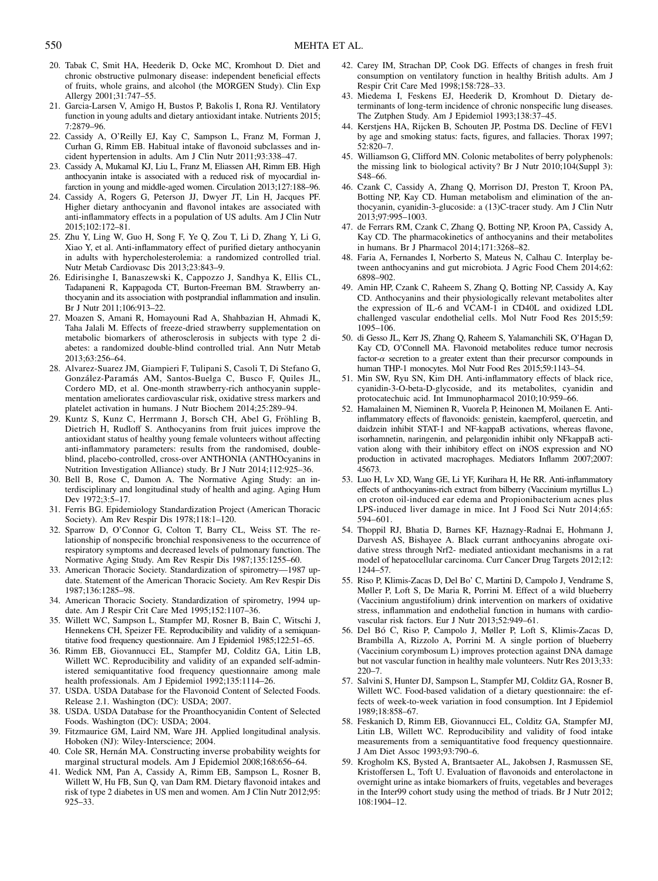20. Tabak C, Smit HA, Heederik D, Ocke MC, Kromhout D. Diet and chronic obstructive pulmonary disease: independent beneficial effects of fruits, whole grains, and alcohol (the MORGEN Study). Clin Exp Allergy 2001;31:747–55.
21. Garcia-Larsen V, Amigo H, Bustos P, Bakolis I, Rona RJ. Ventilatory function in young adults and dietary antioxidant intake. Nutrients 2015; 7:2879–96.
22. Cassidy A, O'Reilly EJ, Kay C, Sampson L, Franz M, Forman J, Curhan G, Rimm EB. Habitual intake of flavonoid subclasses and incident hypertension in adults. Am J Clin Nutr 2011;93:338–47.
23. Cassidy A, Mukamal KJ, Liu L, Franz M, Eliassen AH, Rimm EB. High anthocyanin intake is associated with a reduced risk of myocardial infarction in young and middle-aged women. Circulation 2013;127:188–96.
24. Cassidy A, Rogers G, Peterson JJ, Dwyer JT, Lin H, Jacques PF. Higher dietary anthocyanin and flavonol intakes are associated with anti-inflammatory effects in a population of US adults. Am J Clin Nutr 2015;102:172–81.
25. Zhu Y, Ling W, Guo H, Song F, Ye Q, Zou T, Li D, Zhang Y, Li G, Xiao Y, et al. Anti-inflammatory effect of purified dietary anthocyanin in adults with hypercholesterolemia: a randomized controlled trial. Nutr Metab Cardiovasc Dis 2013;23:843–9.
26. Edirisinghe I, Banaszewski K, Cappozzo J, Sandhya K, Ellis CL, Tadapaneni R, Kappagoda CT, Burton-Freeman BM. Strawberry anthocyanin and its association with postprandial inflammation and insulin. Br J Nutr 2011;106:913–22.
27. Moazen S, Amani R, Homayouni Rad A, Shahbazian H, Ahmadi K, Taha Jalali M. Effects of freeze-dried strawberry supplementation on metabolic biomarkers of atherosclerosis in subjects with type 2 diabetes: a randomized double-blind controlled trial. Ann Nutr Metab 2013;63:256–64.
28. Alvarez-Suarez JM, Giampieri F, Tulipani S, Casoli T, Di Stefano G, González-Paramás AM, Santos-Buelga C, Busco F, Quiles JL, Cordero MD, et al. One-month strawberry-rich anthocyanin supplementation ameliorates cardiovascular risk, oxidative stress markers and platelet activation in humans. J Nutr Biochem 2014;25:289–94.
29. Kuntz S, Kunz C, Herrmann J, Borsch CH, Abel G, Fröhling B, Dietrich H, Rudloff S. Anthocyanins from fruit juices improve the antioxidant status of healthy young female volunteers without affecting anti-inflammatory parameters: results from the randomised, double-blind, placebo-controlled, cross-over ANTHONIA (ANTHOcyanins in Nutrition Investigation Alliance) study. Br J Nutr 2014;112:925–36.
30. Bell B, Rose C, Damon A. The Normative Aging Study: an interdisciplinary and longitudinal study of health and aging. Aging Hum Dev 1972;3:5–17.
31. Ferris BG. Epidemiology Standardization Project (American Thoracic Society). Am Rev Respir Dis 1978;118:1–120.
32. Sparrow D, O'Connor G, Colton T, Barry CL, Weiss ST. The relationship of nonspecific bronchial responsiveness to the occurrence of respiratory symptoms and decreased levels of pulmonary function. The Normative Aging Study. Am Rev Respir Dis 1987;135:1255–60.
33. American Thoracic Society. Standardization of spirometry—1987 update. Statement of the American Thoracic Society. Am Rev Respir Dis 1987;136:1285–98.
34. American Thoracic Society. Standardization of spirometry, 1994 update. Am J Respir Crit Care Med 1995;152:1107–36.
35. Willett WC, Sampson L, Stampfer MJ, Rosner B, Bain C, Witschi J, Hennekens CH, Speizer FE. Reproducibility and validity of a semiquantitative food frequency questionnaire. Am J Epidemiol 1985;122:51–65.
36. Rimm EB, Giovannucci EL, Stampfer MJ, Colditz GA, Litin LB, Willett WC. Reproducibility and validity of an expanded self-administered semiquantitative food frequency questionnaire among male health professionals. Am J Epidemiol 1992;135:1114–26.
37. USDA. USDA Database for the Flavonoid Content of Selected Foods. Release 2.1. Washington (DC): USDA; 2007.
38. USDA. USDA Database for the Proanthocyanidin Content of Selected Foods. Washington (DC): USDA; 2004.
39. Fitzmaurice GM, Laird NM, Ware JH. Applied longitudinal analysis. Hoboken (NJ): Wiley-Interscience; 2004.
40. Cole SR, Hernán MA. Constructing inverse probability weights for marginal structural models. Am J Epidemiol 2008;168:656–64.
41. Wedick NM, Pan A, Cassidy A, Rimm EB, Sampson L, Rosner B, Willett W, Hu FB, Sun Q, van Dam RM. Dietary flavonoid intakes and risk of type 2 diabetes in US men and women. Am J Clin Nutr 2012;95: 925–33.
42. Carey IM, Strachan DP, Cook DG. Effects of changes in fresh fruit consumption on ventilatory function in healthy British adults. Am J Respir Crit Care Med 1998;158:728–33.
43. Miedema I, Feskens EJ, Heederik D, Kromhout D. Dietary determinants of long-term incidence of chronic nonspecific lung diseases. The Zutphen Study. Am J Epidemiol 1993;138:37–45.
44. Kerstjens HA, Rijcken B, Schouten JP, Postma DS. Decline of FEV1 by age and smoking status: facts, figures, and fallacies. Thorax 1997; 52:820–7.
45. Williamson G, Clifford MN. Colonic metabolites of berry polyphenols: the missing link to biological activity? Br J Nutr 2010;104(Suppl 3): S48–66.
46. Czank C, Cassidy A, Zhang Q, Morrison DJ, Preston T, Kroon PA, Botting NP, Kay CD. Human metabolism and elimination of the anthocyanin, cyanidin-3-glucoside: a (13)C-tracer study. Am J Clin Nutr 2013;97:995–1003.
47. de Ferrars RM, Czank C, Zhang Q, Botting NP, Kroon PA, Cassidy A, Kay CD. The pharmacokinetics of anthocyanins and their metabolites in humans. Br J Pharmacol 2014;171:3268–82.
48. Faria A, Fernandes I, Norberto S, Mateus N, Calhau C. Interplay between anthocyanins and gut microbiota. J Agric Food Chem 2014;62: 6898–902.
49. Amin HP, Czank C, Raheem S, Zhang Q, Botting NP, Cassidy A, Kay CD. Anthocyanins and their physiologically relevant metabolites alter the expression of IL-6 and VCAM-1 in CD40L and oxidized LDL challenged vascular endothelial cells. Mol Nutr Food Res 2015;59: 1095–106.
50. di Gesso JL, Kerr JS, Zhang Q, Raheem S, Yalamanchili SK, O'Hagan D, Kay CD, O'Connell MA. Flavonoid metabolites reduce tumor necrosis factor-$\alpha$ secretion to a greater extent than their precursor compounds in human THP-1 monocytes. Mol Nutr Food Res 2015;59:1143–54.
51. Min SW, Ryu SN, Kim DH. Anti-inflammatory effects of black rice, cyanidin-3-O-beta-D-glycoside, and its metabolites, cyanidin and protocatechuic acid. Int Immunopharmacol 2010;10:959–66.
52. Hamalainen M, Nieminen R, Vuorela P, Heinonen M, Moilanen E. Anti-inflammatory effects of flavonoids: genistein, kaempferol, quercetin, and daidzein inhibit STAT-1 and NF-kappaB activations, whereas flavone, isorhamnetin, naringenin, and pelargonidin inhibit only NFkappaB activation along with their inhibitory effect on iNOS expression and NO production in activated macrophages. Mediators Inflamm 2007;2007: 45673.
53. Luo H, Lv XD, Wang GE, Li YF, Kurihara H, He RR. Anti-inflammatory effects of anthocyanins-rich extract from bilberry (Vaccinium myrtillus L.) on croton oil-induced ear edema and Propionibacterium acnes plus LPS-induced liver damage in mice. Int J Food Sci Nutr 2014;65: 594–601.
54. Thoppil RJ, Bhatia D, Barnes KF, Haznagy-Radnai E, Hohmann J, Darvesh AS, Bishayee A. Black currant anthocyanins abrogate oxidative stress through Nrf2- mediated antioxidant mechanisms in a rat model of hepatocellular carcinoma. Curr Cancer Drug Targets 2012;12: 1244–57.
55. Riso P, Klimis-Zacas D, Del Bo' C, Martini D, Campolo J, Vendrame S, Møller P, Loft S, De Maria R, Porrini M. Effect of a wild blueberry (Vaccinium angustifolium) drink intervention on markers of oxidative stress, inflammation and endothelial function in humans with cardiovascular risk factors. Eur J Nutr 2013;52:949–61.
56. Del Bó C, Riso P, Campolo J, Møller P, Loft S, Klimis-Zacas D, Brambilla A, Rizzolo A, Porrini M. A single portion of blueberry (Vaccinium corymbosum L) improves protection against DNA damage but not vascular function in healthy male volunteers. Nutr Res 2013;33: 220–7.
57. Salvini S, Hunter DJ, Sampson L, Stampfer MJ, Colditz GA, Rosner B, Willett WC. Food-based validation of a dietary questionnaire: the effects of week-to-week variation in food consumption. Int J Epidemiol 1989;18:858–67.
58. Feskanich D, Rimm EB, Giovannucci EL, Colditz GA, Stampfer MJ, Litin LB, Willett WC. Reproducibility and validity of food intake measurements from a semiquantitative food frequency questionnaire. J Am Diet Assoc 1993;93:790–6.
59. Krogholm KS, Bysted A, Brantsaeter AL, Jakobsen J, Rasmussen SE, Kristoffersen L, Toft U. Evaluation of flavonoids and enterolactone in overnight urine as intake biomarkers of fruits, vegetables and beverages in the Inter99 cohort study using the method of triads. Br J Nutr 2012; 108:1904–12.